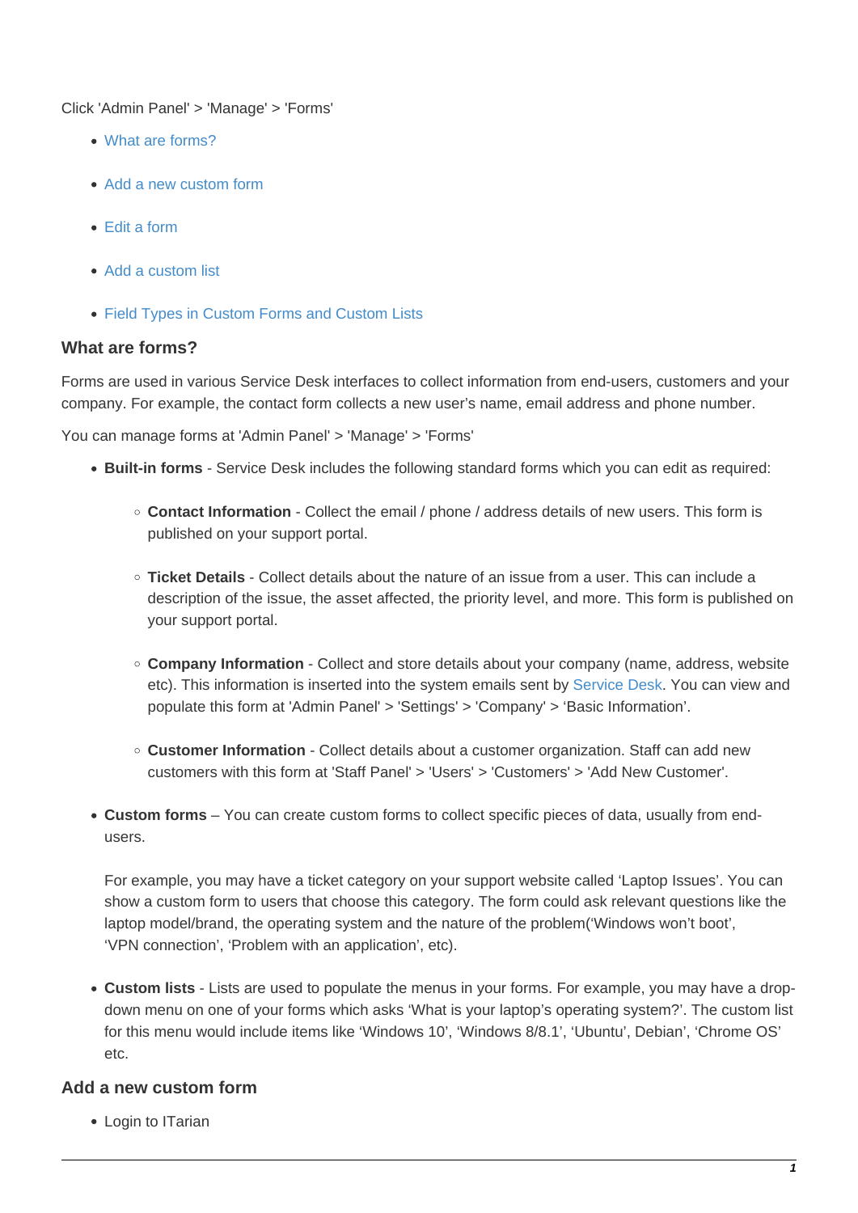Click 'Admin Panel' > 'Manage' > 'Forms'

- What are forms?
- Add a new custom form
- Edit a form
- Add a custom list
- Field Types in Custom Forms and Custom Lists

## What are forms?

Forms are used in various Service Desk interfaces to collect information from end-users, customers and your company. For example, the contact form collects a new user's name, email address and phone number.

You can manage forms at 'Admin Panel' > 'Manage' > 'Forms'

- **Built-in forms** - Service Desk includes the following standard forms which you can edit as required:
    - **Contact Information** - Collect the email / phone / address details of new users. This form is published on your support portal.
    - **Ticket Details** - Collect details about the nature of an issue from a user. This can include a description of the issue, the asset affected, the priority level, and more. This form is published on your support portal.
    - **Company Information** - Collect and store details about your company (name, address, website etc). This information is inserted into the system emails sent by Service Desk. You can view and populate this form at 'Admin Panel' > 'Settings' > 'Company' > 'Basic Information'.
    - **Customer Information** - Collect details about a customer organization. Staff can add new customers with this form at 'Staff Panel' > 'Users' > 'Customers' > 'Add New Customer'.
- **Custom forms** – You can create custom forms to collect specific pieces of data, usually from end-users.

  For example, you may have a ticket category on your support website called 'Laptop Issues'. You can show a custom form to users that choose this category. The form could ask relevant questions like the laptop model/brand, the operating system and the nature of the problem('Windows won't boot', 'VPN connection', 'Problem with an application', etc).
- **Custom lists** - Lists are used to populate the menus in your forms. For example, you may have a drop-down menu on one of your forms which asks 'What is your laptop's operating system?'. The custom list for this menu would include items like 'Windows 10', 'Windows 8/8.1', 'Ubuntu', Debian', 'Chrome OS' etc.

## Add a new custom form

- Login to ITarian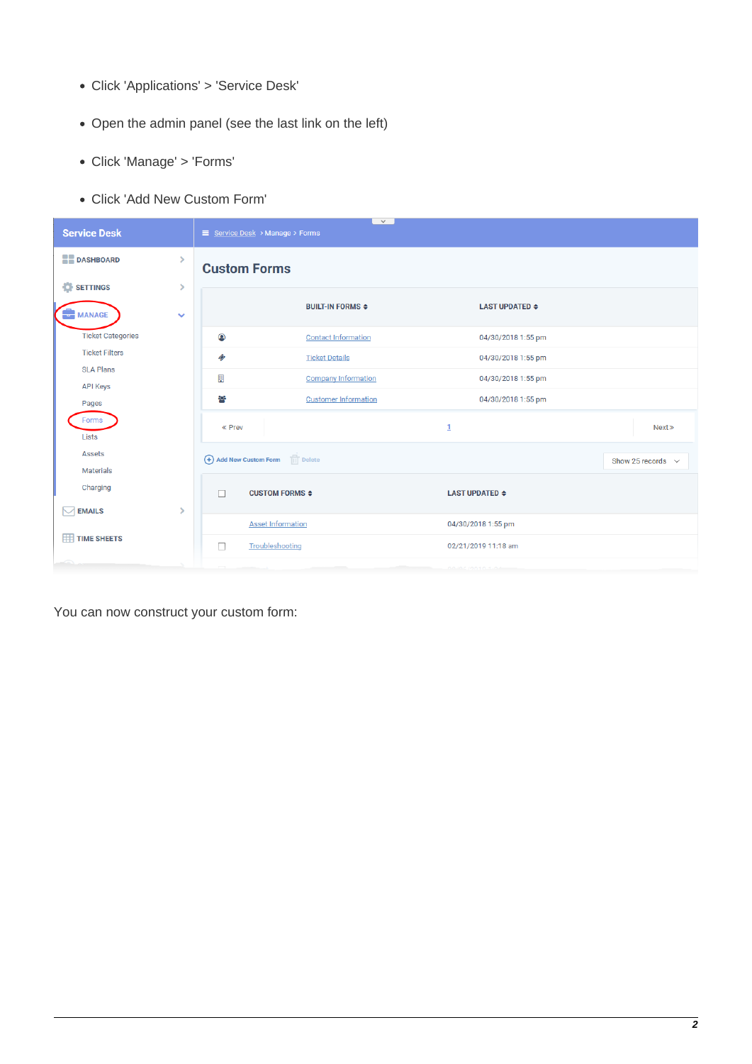- Click 'Applications' > 'Service Desk'
- Open the admin panel (see the last link on the left)
- Click 'Manage' > 'Forms'
- Click 'Add New Custom Form'

You can now construct your custom form: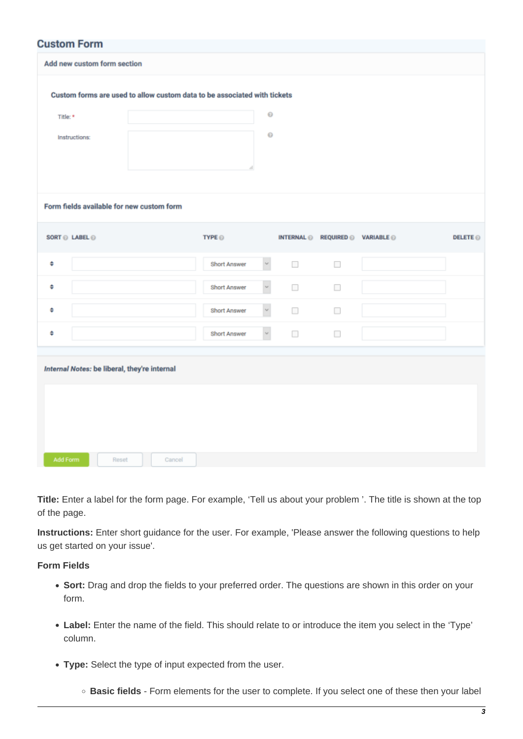## Custom Form

Add new custom form section

Custom forms are used to allow custom data to be associated with tickets

Title: *

Instructions:

Form fields available for new custom form

| SORT | LABEL | TYPE | INTERNAL | REQUIRED | VARIABLE | DELETE |
|---|---|---|---|---|---|---|
| ⬍ | | Short Answer | ☐ | ☐ | | |
| ⬍ | | Short Answer | ☐ | ☐ | | |
| ⬍ | | Short Answer | ☐ | ☐ | | |
| ⬍ | | Short Answer | ☐ | ☐ | | |

*Internal Notes:* be liberal, they're internal

Add Form | Reset | Cancel

**Title:** Enter a label for the form page. For example, 'Tell us about your problem '. The title is shown at the top of the page.

**Instructions:** Enter short guidance for the user. For example, 'Please answer the following questions to help us get started on your issue'.

**Form Fields**

- **Sort:** Drag and drop the fields to your preferred order. The questions are shown in this order on your form.
- **Label:** Enter the name of the field. This should relate to or introduce the item you select in the 'Type' column.
- **Type:** Select the type of input expected from the user.
    - **Basic fields** - Form elements for the user to complete. If you select one of these then your label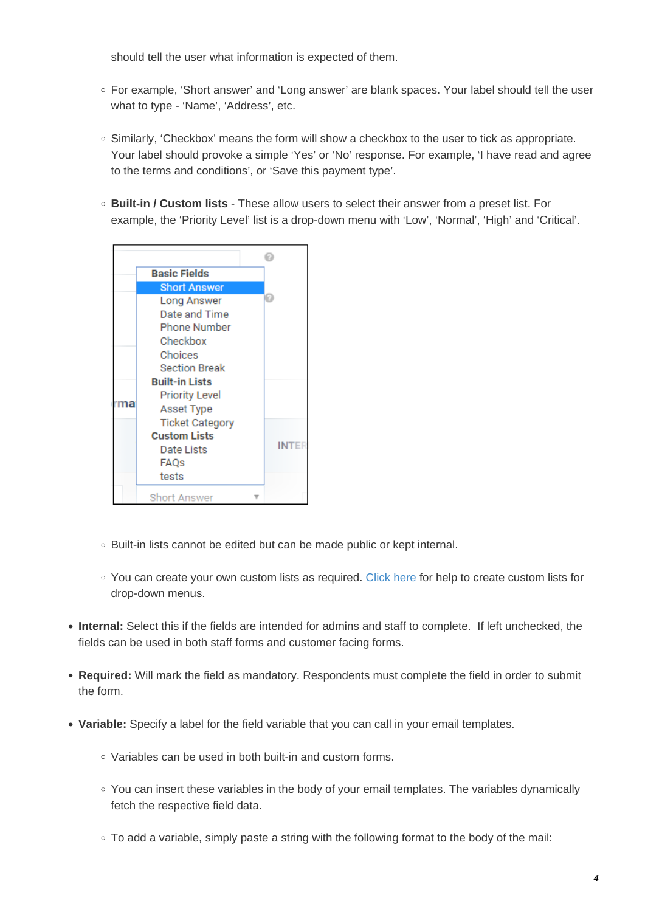should tell the user what information is expected of them.

- For example, 'Short answer' and 'Long answer' are blank spaces. Your label should tell the user what to type - 'Name', 'Address', etc.

- Similarly, 'Checkbox' means the form will show a checkbox to the user to tick as appropriate. Your label should provoke a simple 'Yes' or 'No' response. For example, 'I have read and agree to the terms and conditions', or 'Save this payment type'.

- **Built-in / Custom lists** - These allow users to select their answer from a preset list. For example, the 'Priority Level' list is a drop-down menu with 'Low', 'Normal', 'High' and 'Critical'.

- Built-in lists cannot be edited but can be made public or kept internal.

- You can create your own custom lists as required. Click here for help to create custom lists for drop-down menus.

- **Internal:** Select this if the fields are intended for admins and staff to complete. If left unchecked, the fields can be used in both staff forms and customer facing forms.

- **Required:** Will mark the field as mandatory. Respondents must complete the field in order to submit the form.

- **Variable:** Specify a label for the field variable that you can call in your email templates.
  - Variables can be used in both built-in and custom forms.
  - You can insert these variables in the body of your email templates. The variables dynamically fetch the respective field data.
  - To add a variable, simply paste a string with the following format to the body of the mail: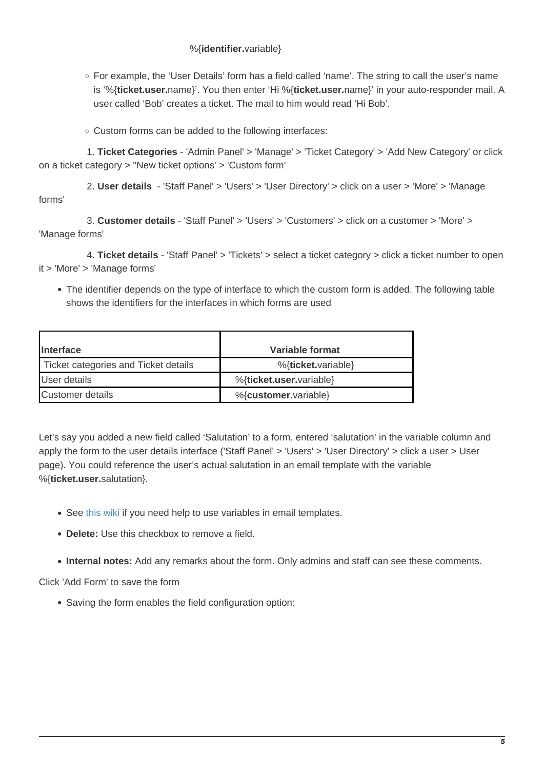%{**identifier.**variable}

- For example, the 'User Details' form has a field called 'name'. The string to call the user's name is '%{**ticket.user.**name}'. You then enter 'Hi %{**ticket.user.**name}' in your auto-responder mail. A user called 'Bob' creates a ticket. The mail to him would read 'Hi Bob'.

- Custom forms can be added to the following interfaces:

1. **Ticket Categories** - 'Admin Panel' > 'Manage' > 'Ticket Category' > 'Add New Category' or click on a ticket category > ''New ticket options' > 'Custom form'

2. **User details** - 'Staff Panel' > 'Users' > 'User Directory' > click on a user > 'More' > 'Manage forms'

3. **Customer details** - 'Staff Panel' > 'Users' > 'Customers' > click on a customer > 'More' > 'Manage forms'

4. **Ticket details** - 'Staff Panel' > 'Tickets' > select a ticket category > click a ticket number to open it > 'More' > 'Manage forms'

- The identifier depends on the type of interface to which the custom form is added. The following table shows the identifiers for the interfaces in which forms are used

| Interface | Variable format |
| --- | --- |
| Ticket categories and Ticket details | %{**ticket.**variable} |
| User details | %{**ticket.user.**variable} |
| Customer details | %{**customer.**variable} |

Let's say you added a new field called 'Salutation' to a form, entered 'salutation' in the variable column and apply the form to the user details interface ('Staff Panel' > 'Users' > 'User Directory' > click a user > User page). You could reference the user's actual salutation in an email template with the variable %{**ticket.user.**salutation}.

- See this wiki if you need help to use variables in email templates.
- **Delete:** Use this checkbox to remove a field.
- **Internal notes:** Add any remarks about the form. Only admins and staff can see these comments.

Click 'Add Form' to save the form

- Saving the form enables the field configuration option: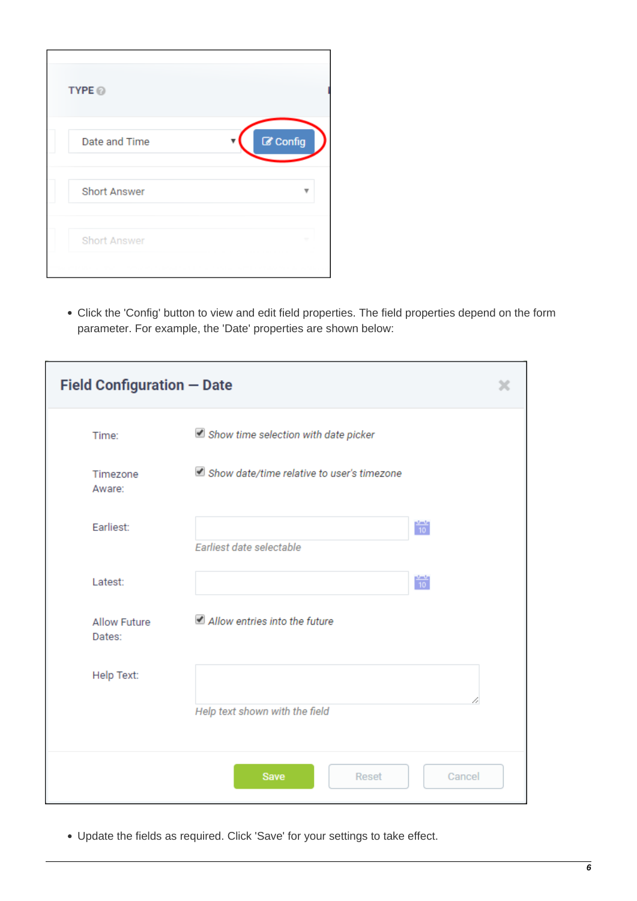- Click the 'Config' button to view and edit field properties. The field properties depend on the form parameter. For example, the 'Date' properties are shown below:

- Update the fields as required. Click 'Save' for your settings to take effect.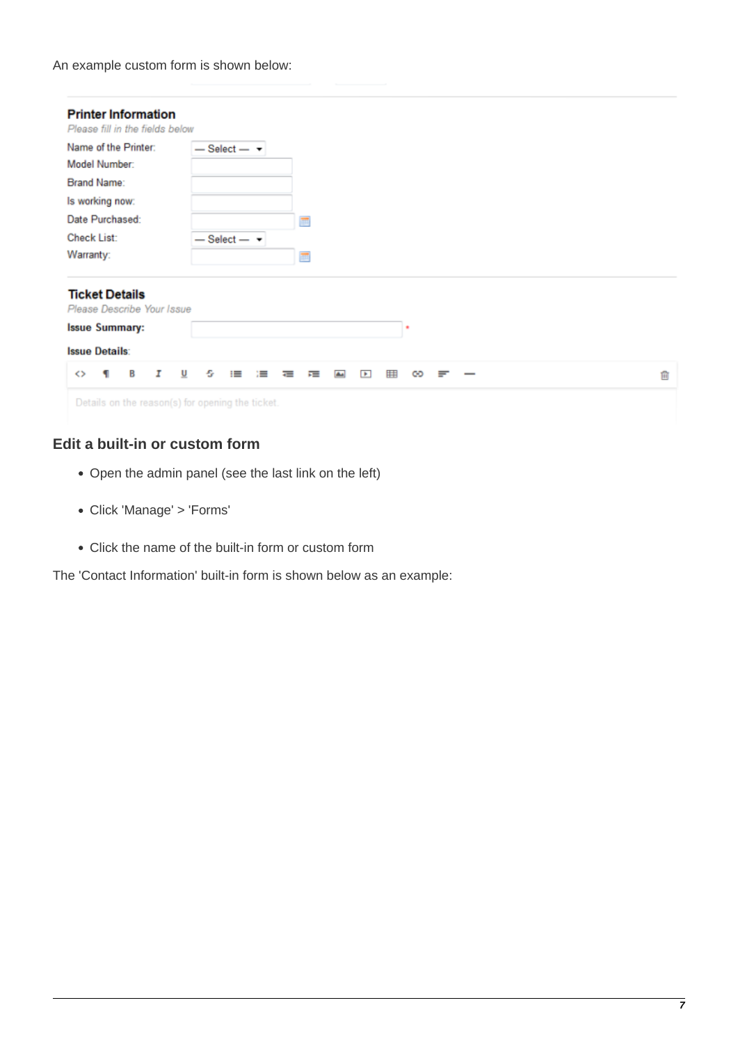An example custom form is shown below:

**Printer Information**

*Please fill in the fields below*

Name of the Printer: — Select —

Model Number:

Brand Name:

Is working now:

Date Purchased:

Check List: — Select —

Warranty:

**Ticket Details**

*Please Describe Your Issue*

**Issue Summary:** *

**Issue Details:**

Details on the reason(s) for opening the ticket.

### Edit a built-in or custom form

- Open the admin panel (see the last link on the left)
- Click 'Manage' > 'Forms'
- Click the name of the built-in form or custom form

The 'Contact Information' built-in form is shown below as an example: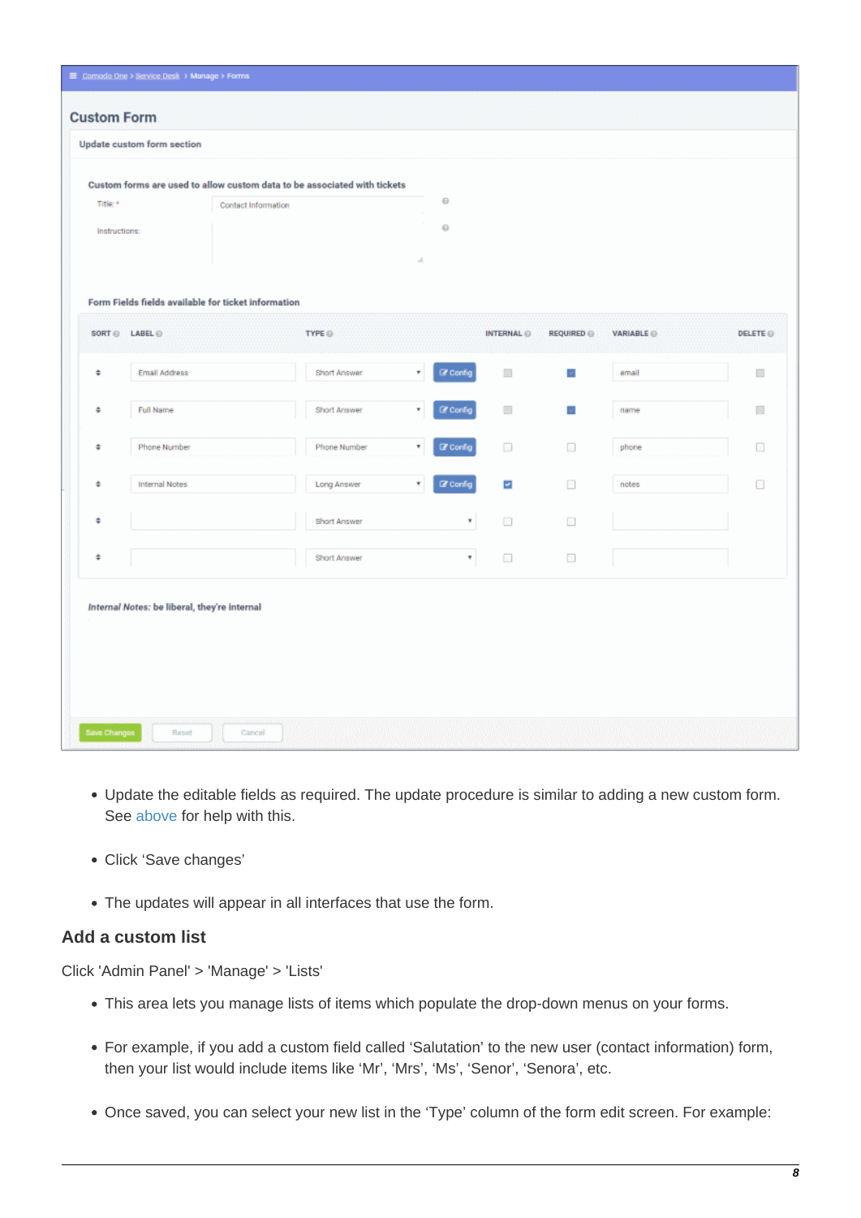- Update the editable fields as required. The update procedure is similar to adding a new custom form. See above for help with this.
- Click ‘Save changes’
- The updates will appear in all interfaces that use the form.

## Add a custom list

Click 'Admin Panel' > 'Manage' > 'Lists'

- This area lets you manage lists of items which populate the drop-down menus on your forms.
- For example, if you add a custom field called ‘Salutation’ to the new user (contact information) form, then your list would include items like ‘Mr’, ‘Mrs’, ‘Ms’, ‘Senor’, ‘Senora’, etc.
- Once saved, you can select your new list in the ‘Type’ column of the form edit screen. For example: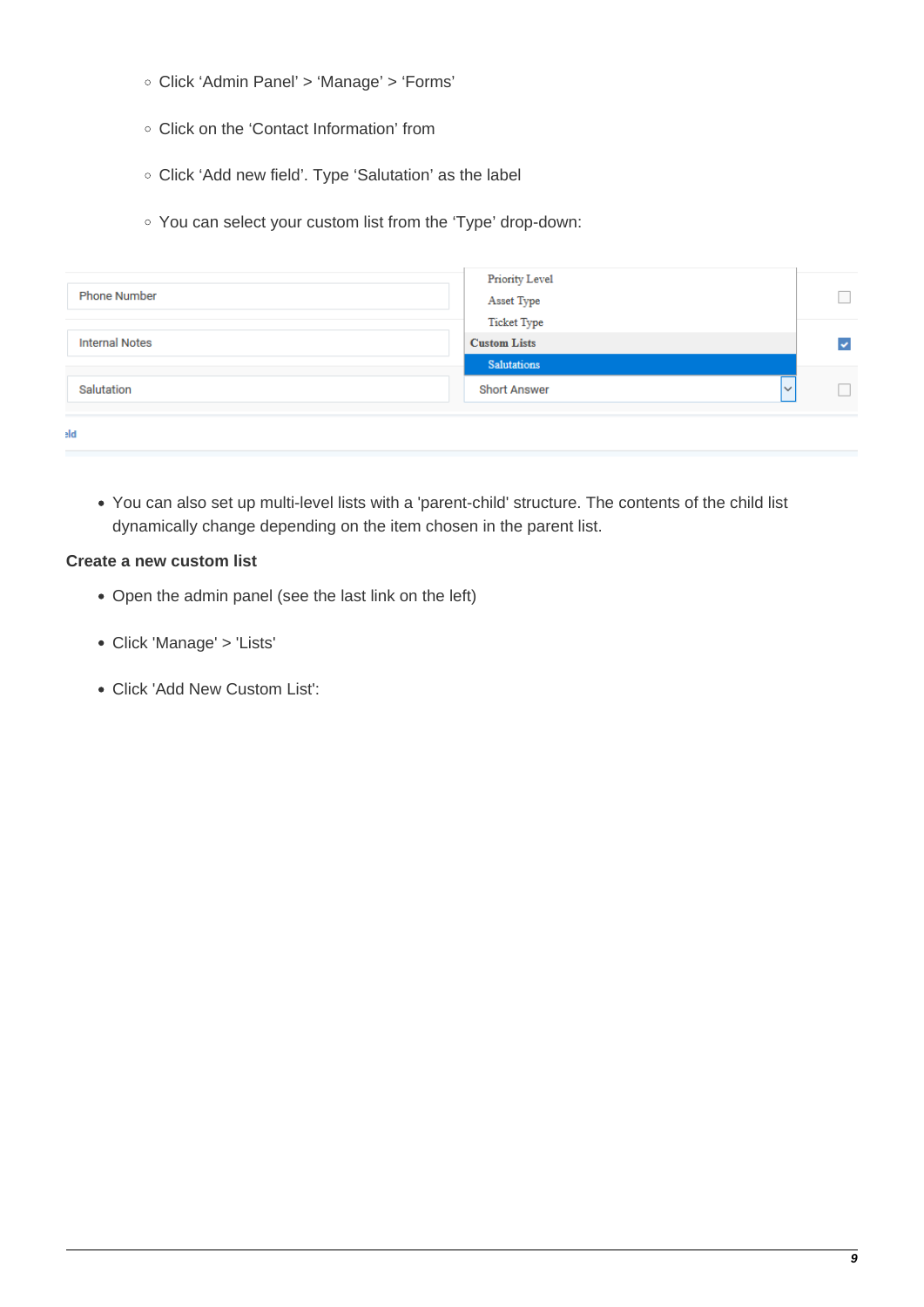- Click ‘Admin Panel’ > ‘Manage’ > ‘Forms’
- Click on the ‘Contact Information’ from
- Click ‘Add new field’. Type ‘Salutation’ as the label
- You can select your custom list from the ‘Type’ drop-down:

- You can also set up multi-level lists with a 'parent-child' structure. The contents of the child list dynamically change depending on the item chosen in the parent list.

**Create a new custom list**

- Open the admin panel (see the last link on the left)
- Click 'Manage' > 'Lists'
- Click 'Add New Custom List':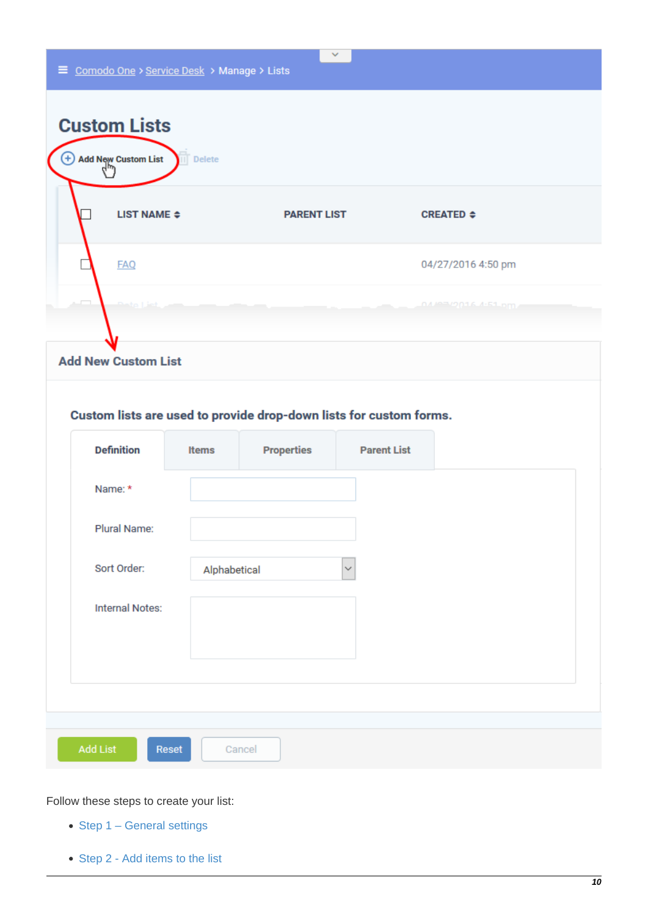Follow these steps to create your list:

- Step 1 – General settings
- Step 2 - Add items to the list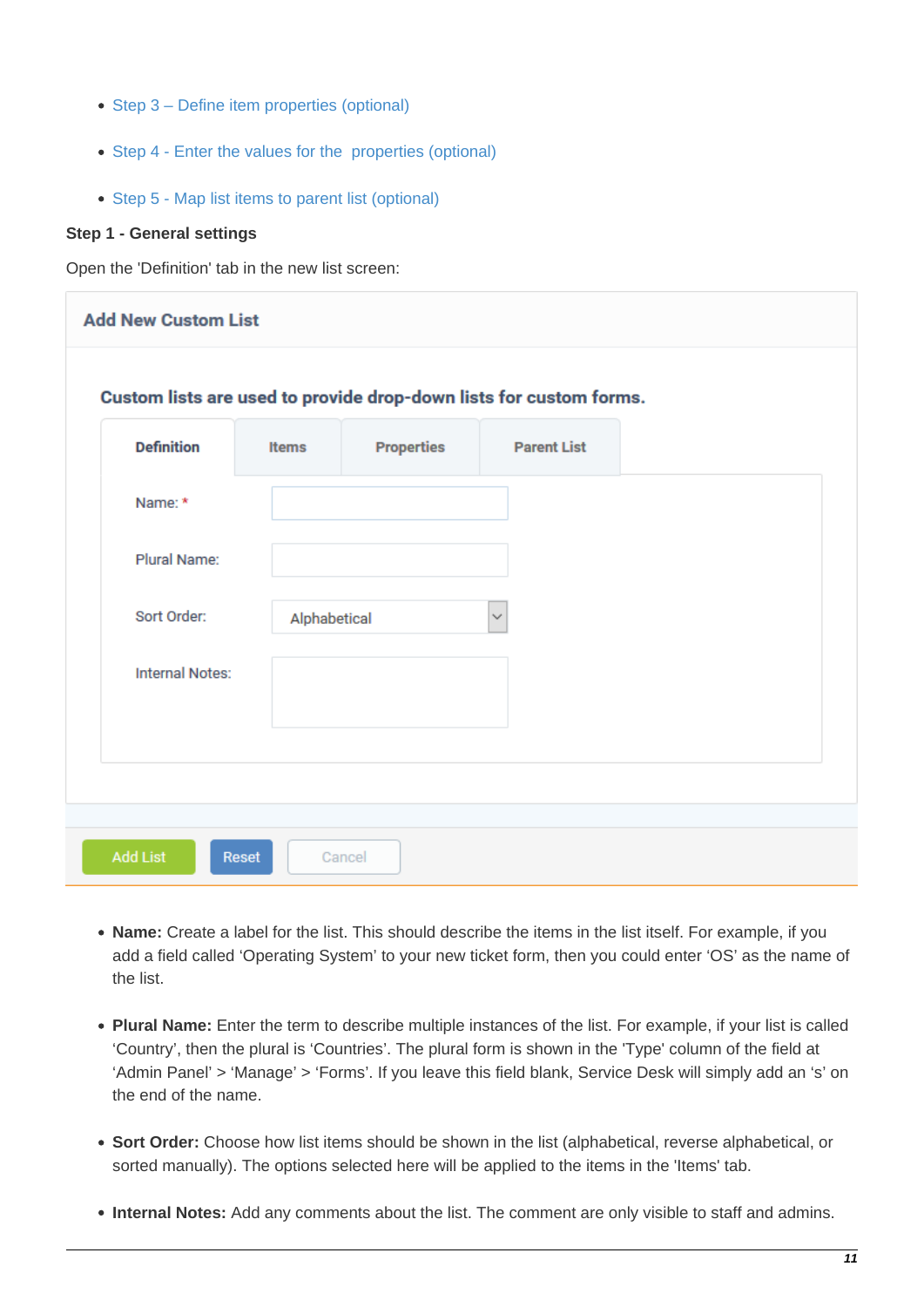- Step 3 – Define item properties (optional)
- Step 4 - Enter the values for the properties (optional)
- Step 5 - Map list items to parent list (optional)

**Step 1 - General settings**

Open the 'Definition' tab in the new list screen:

- **Name:** Create a label for the list. This should describe the items in the list itself. For example, if you add a field called ‘Operating System’ to your new ticket form, then you could enter ‘OS’ as the name of the list.
- **Plural Name:** Enter the term to describe multiple instances of the list. For example, if your list is called ‘Country’, then the plural is ‘Countries’. The plural form is shown in the 'Type' column of the field at ‘Admin Panel’ > ‘Manage’ > ‘Forms’. If you leave this field blank, Service Desk will simply add an ‘s’ on the end of the name.
- **Sort Order:** Choose how list items should be shown in the list (alphabetical, reverse alphabetical, or sorted manually). The options selected here will be applied to the items in the 'Items' tab.
- **Internal Notes:** Add any comments about the list. The comment are only visible to staff and admins.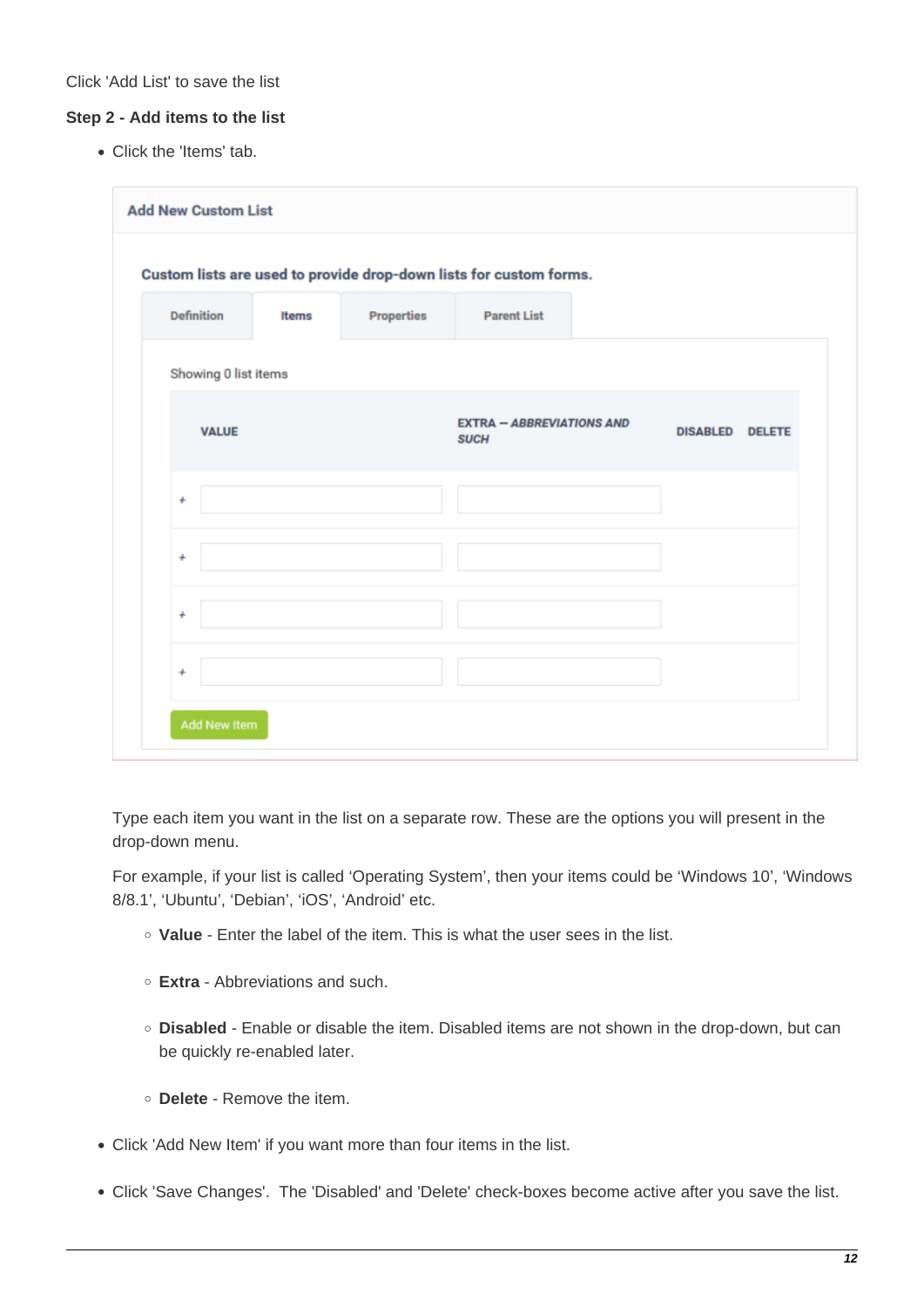Click 'Add List' to save the list

**Step 2 - Add items to the list**

- Click the 'Items' tab.

Type each item you want in the list on a separate row. These are the options you will present in the drop-down menu.

For example, if your list is called 'Operating System', then your items could be 'Windows 10', 'Windows 8/8.1', 'Ubuntu', 'Debian', 'iOS', 'Android' etc.

  - **Value** - Enter the label of the item. This is what the user sees in the list.
  - **Extra** - Abbreviations and such.
  - **Disabled** - Enable or disable the item. Disabled items are not shown in the drop-down, but can be quickly re-enabled later.
  - **Delete** - Remove the item.

- Click 'Add New Item' if you want more than four items in the list.
- Click 'Save Changes'.  The 'Disabled' and 'Delete' check-boxes become active after you save the list.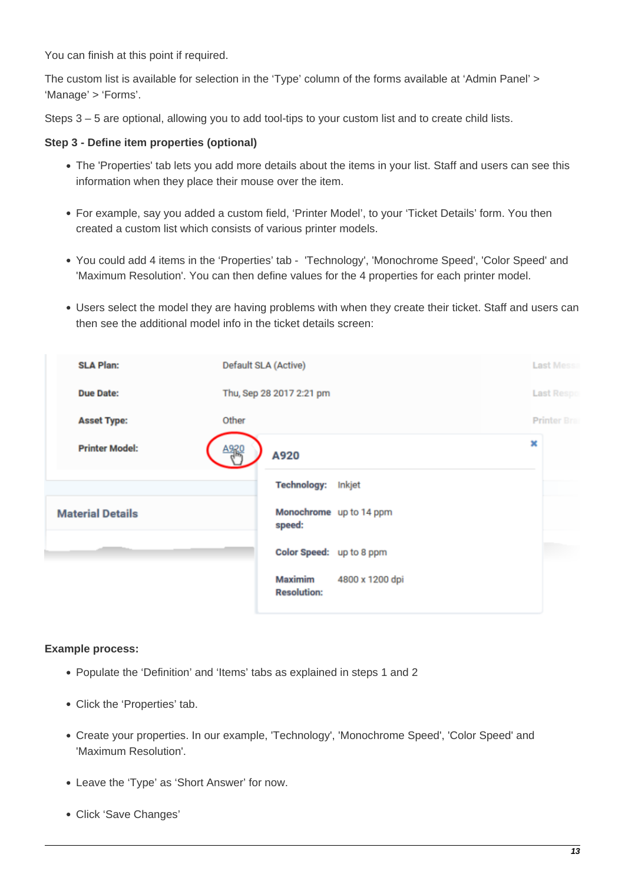You can finish at this point if required.

The custom list is available for selection in the 'Type' column of the forms available at 'Admin Panel' > 'Manage' > 'Forms'.

Steps 3 – 5 are optional, allowing you to add tool-tips to your custom list and to create child lists.

**Step 3 - Define item properties (optional)**

- The 'Properties' tab lets you add more details about the items in your list. Staff and users can see this information when they place their mouse over the item.
- For example, say you added a custom field, 'Printer Model', to your 'Ticket Details' form. You then created a custom list which consists of various printer models.
- You could add 4 items in the 'Properties' tab - 'Technology', 'Monochrome Speed', 'Color Speed' and 'Maximum Resolution'. You can then define values for the 4 properties for each printer model.
- Users select the model they are having problems with when they create their ticket. Staff and users can then see the additional model info in the ticket details screen:

**Example process:**

- Populate the 'Definition' and 'Items' tabs as explained in steps 1 and 2
- Click the 'Properties' tab.
- Create your properties. In our example, 'Technology', 'Monochrome Speed', 'Color Speed' and 'Maximum Resolution'.
- Leave the 'Type' as 'Short Answer' for now.
- Click 'Save Changes'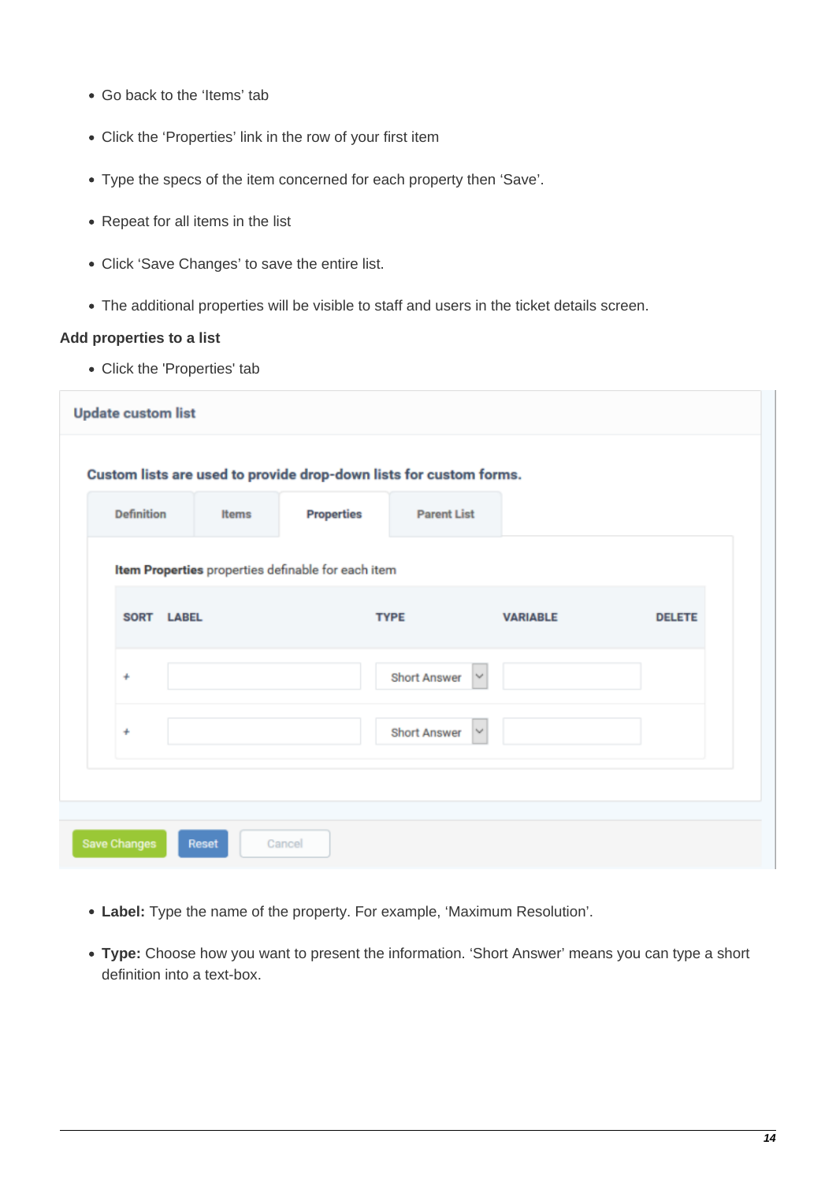- Go back to the 'Items' tab
- Click the 'Properties' link in the row of your first item
- Type the specs of the item concerned for each property then 'Save'.
- Repeat for all items in the list
- Click 'Save Changes' to save the entire list.
- The additional properties will be visible to staff and users in the ticket details screen.

**Add properties to a list**

- Click the 'Properties' tab

**Update custom list**

**Custom lists are used to provide drop-down lists for custom forms.**

Definition | Items | **Properties** | Parent List

**Item Properties** properties definable for each item

| SORT | LABEL | TYPE | VARIABLE | DELETE |
|---|---|---|---|---|
| + | | Short Answer | | |
| + | | Short Answer | | |

Save Changes | Reset | Cancel

- **Label:** Type the name of the property. For example, 'Maximum Resolution'.
- **Type:** Choose how you want to present the information. 'Short Answer' means you can type a short definition into a text-box.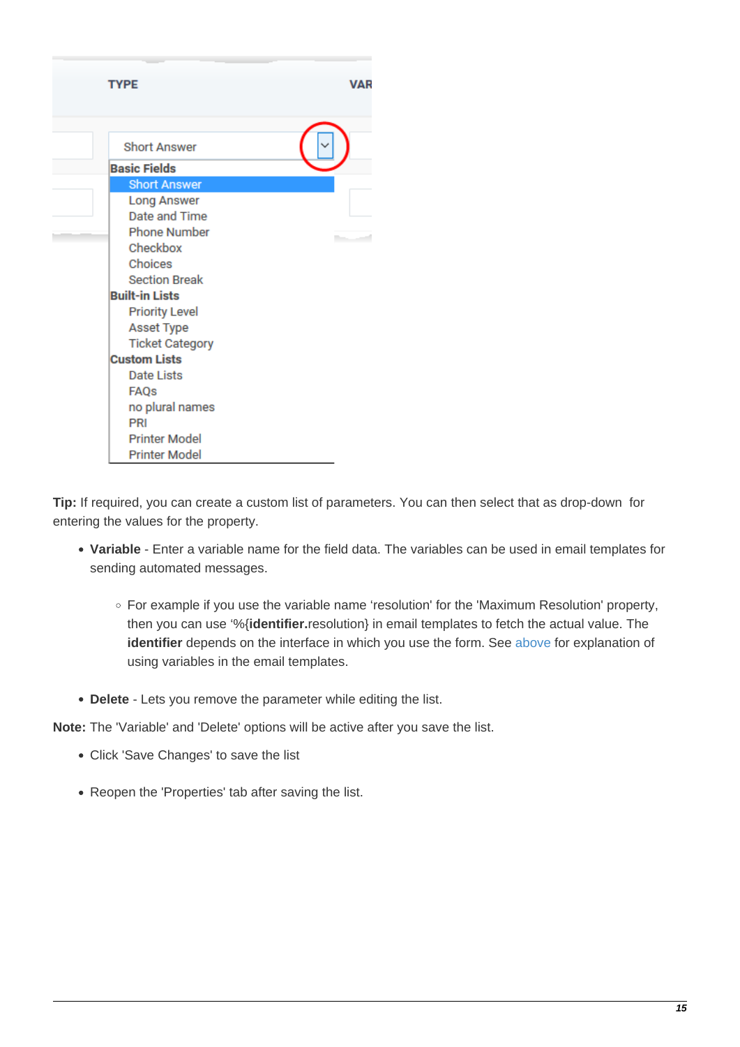**Tip:** If required, you can create a custom list of parameters. You can then select that as drop-down for entering the values for the property.

- **Variable** - Enter a variable name for the field data. The variables can be used in email templates for sending automated messages.
  - For example if you use the variable name 'resolution' for the 'Maximum Resolution' property, then you can use '%{**identifier.**resolution} in email templates to fetch the actual value. The **identifier** depends on the interface in which you use the form. See above for explanation of using variables in the email templates.
- **Delete** - Lets you remove the parameter while editing the list.

**Note:** The 'Variable' and 'Delete' options will be active after you save the list.

- Click 'Save Changes' to save the list
- Reopen the 'Properties' tab after saving the list.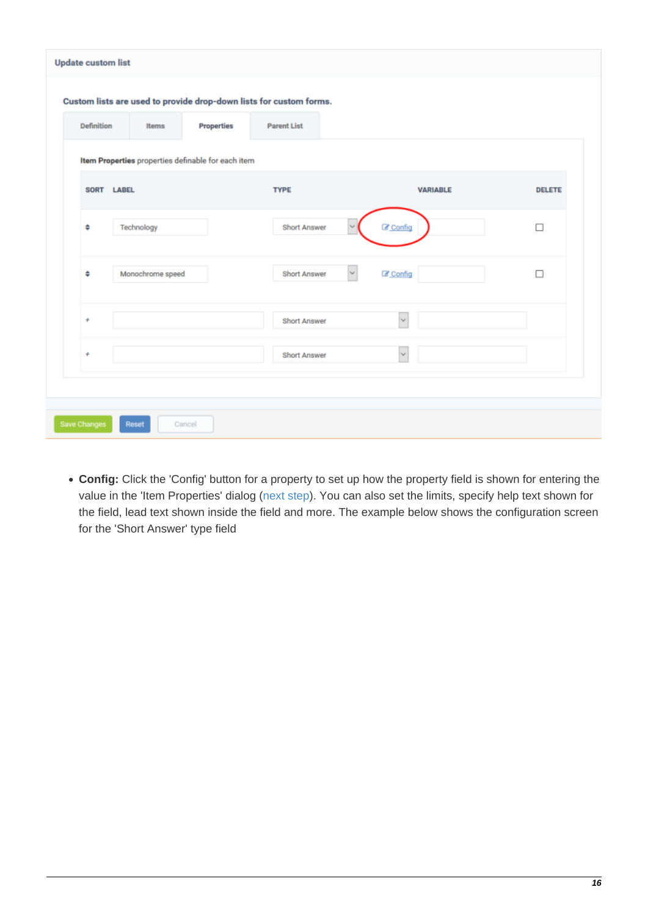- **Config:** Click the 'Config' button for a property to set up how the property field is shown for entering the value in the 'Item Properties' dialog (next step). You can also set the limits, specify help text shown for the field, lead text shown inside the field and more. The example below shows the configuration screen for the 'Short Answer' type field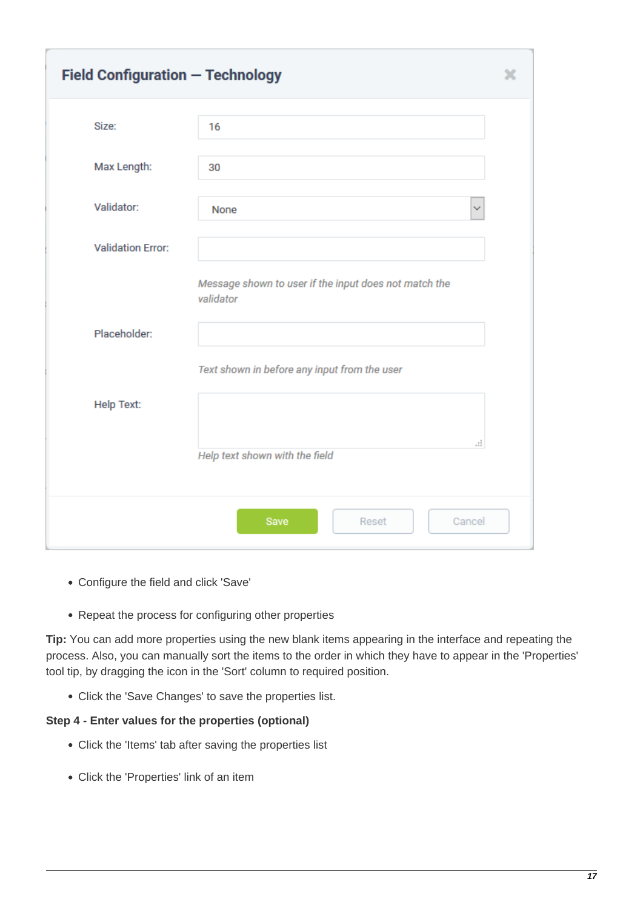**Field Configuration — Technology**

Size: 16

Max Length: 30

Validator: None

Validation Error:

*Message shown to user if the input does not match the validator*

Placeholder:

*Text shown in before any input from the user*

Help Text:

*Help text shown with the field*

Save | Reset | Cancel

- Configure the field and click 'Save'
- Repeat the process for configuring other properties

**Tip:** You can add more properties using the new blank items appearing in the interface and repeating the process. Also, you can manually sort the items to the order in which they have to appear in the 'Properties' tool tip, by dragging the icon in the 'Sort' column to required position.

- Click the 'Save Changes' to save the properties list.

**Step 4 - Enter values for the properties (optional)**

- Click the 'Items' tab after saving the properties list
- Click the 'Properties' link of an item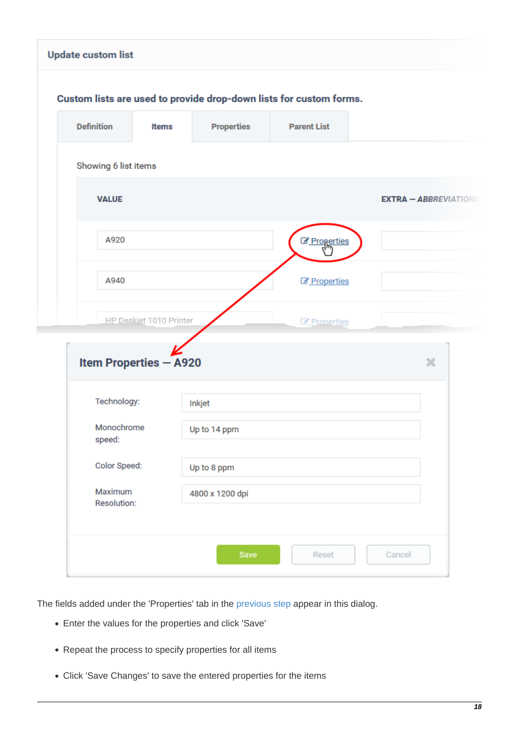The fields added under the 'Properties' tab in the previous step appear in this dialog.

- Enter the values for the properties and click 'Save'
- Repeat the process to specify properties for all items
- Click 'Save Changes' to save the entered properties for the items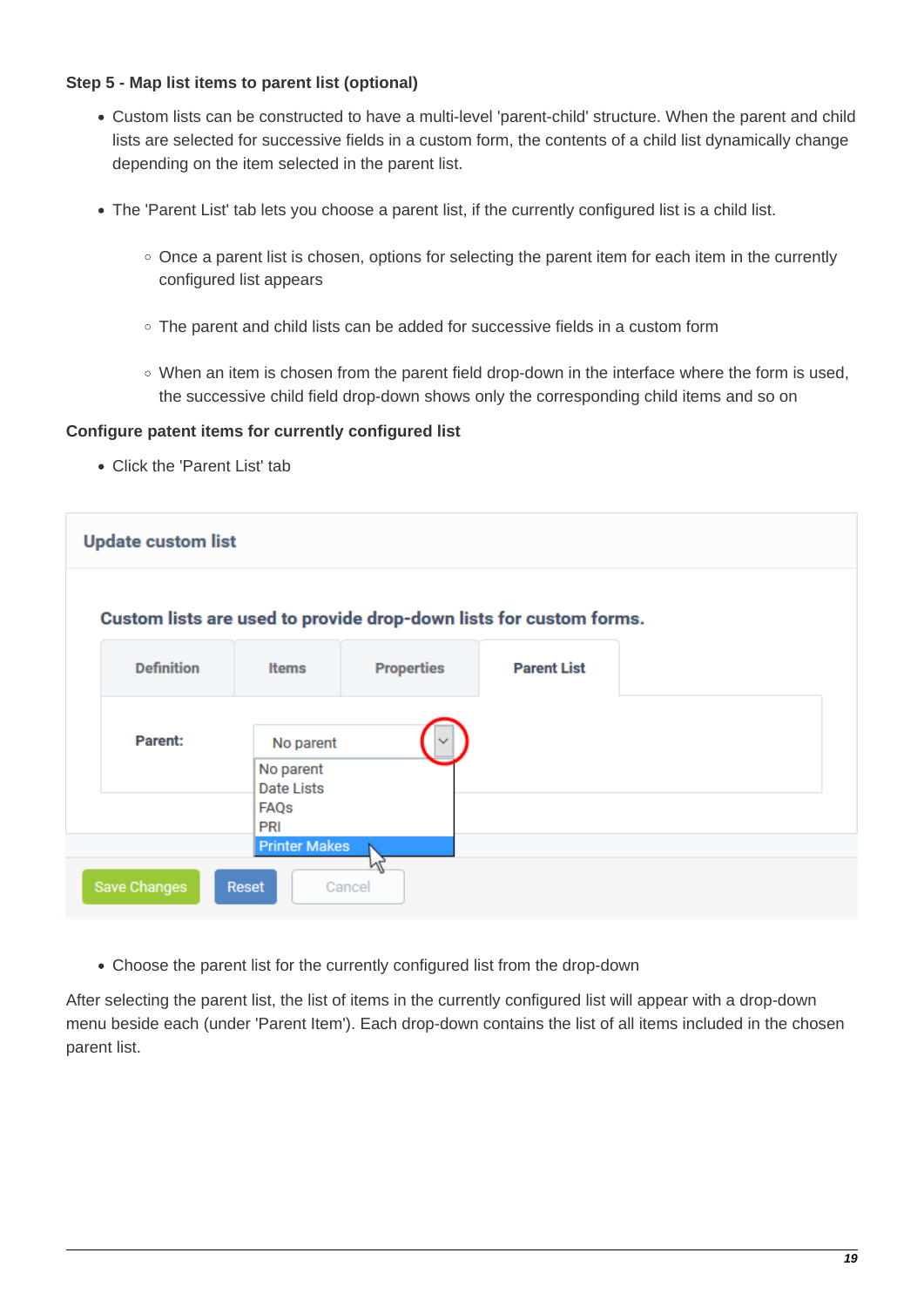**Step 5 - Map list items to parent list (optional)**

- Custom lists can be constructed to have a multi-level 'parent-child' structure. When the parent and child lists are selected for successive fields in a custom form, the contents of a child list dynamically change depending on the item selected in the parent list.

- The 'Parent List' tab lets you choose a parent list, if the currently configured list is a child list.

    - Once a parent list is chosen, options for selecting the parent item for each item in the currently configured list appears

    - The parent and child lists can be added for successive fields in a custom form

    - When an item is chosen from the parent field drop-down in the interface where the form is used, the successive child field drop-down shows only the corresponding child items and so on

**Configure patent items for currently configured list**

- Click the 'Parent List' tab

- Choose the parent list for the currently configured list from the drop-down

After selecting the parent list, the list of items in the currently configured list will appear with a drop-down menu beside each (under 'Parent Item'). Each drop-down contains the list of all items included in the chosen parent list.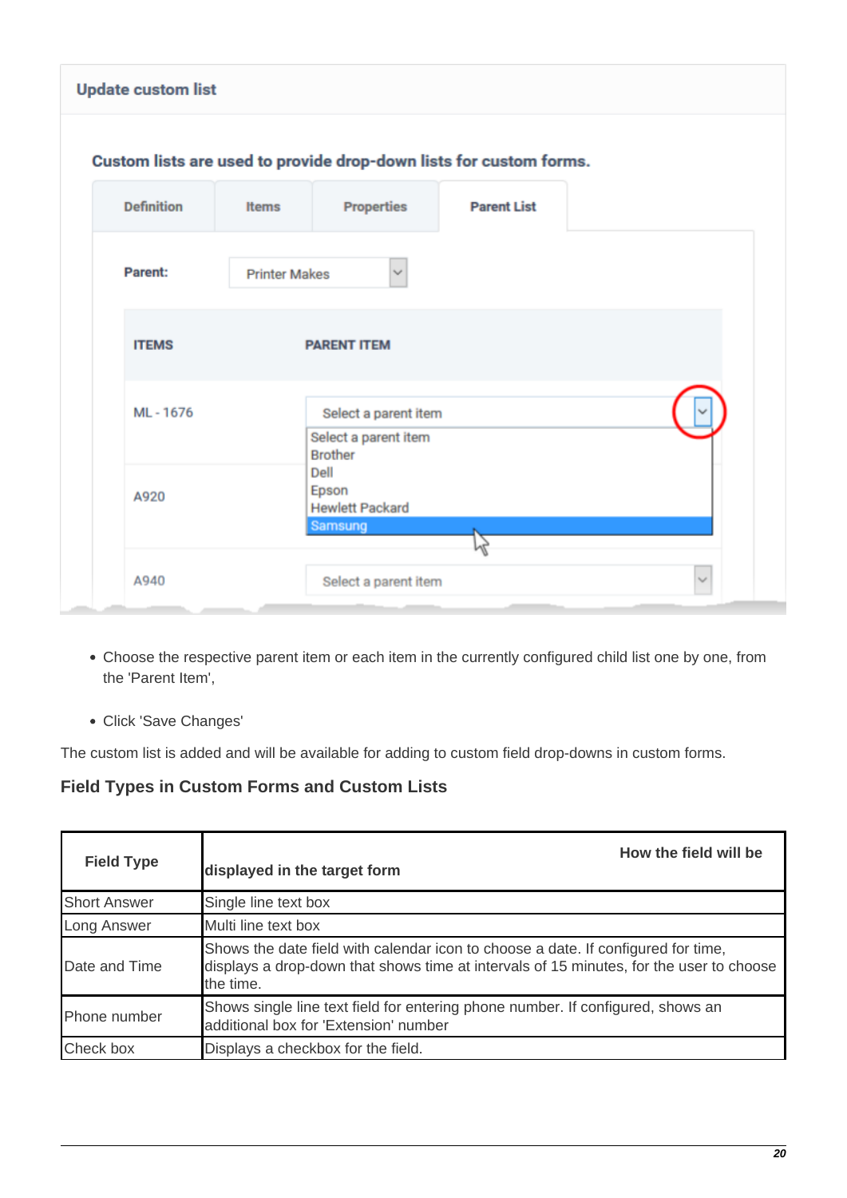- Choose the respective parent item or each item in the currently configured child list one by one, from the 'Parent Item',

- Click 'Save Changes'

The custom list is added and will be available for adding to custom field drop-downs in custom forms.

### Field Types in Custom Forms and Custom Lists

| Field Type | How the field will be displayed in the target form |
|---|---|
| Short Answer | Single line text box |
| Long Answer | Multi line text box |
| Date and Time | Shows the date field with calendar icon to choose a date. If configured for time, displays a drop-down that shows time at intervals of 15 minutes, for the user to choose the time. |
| Phone number | Shows single line text field for entering phone number. If configured, shows an additional box for 'Extension' number |
| Check box | Displays a checkbox for the field. |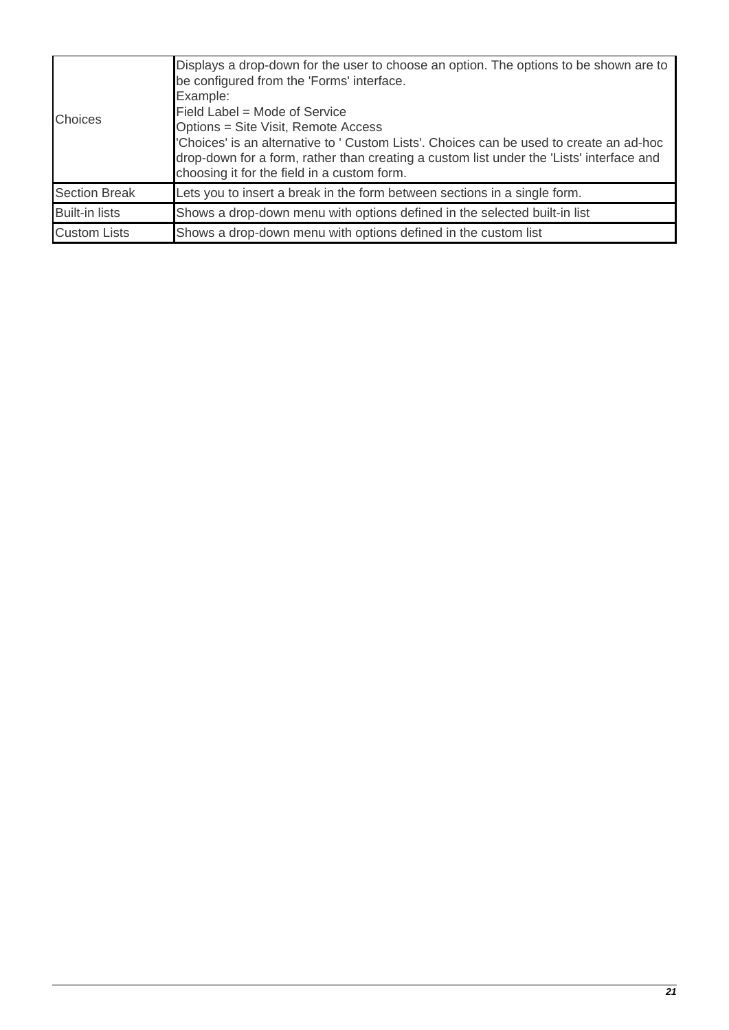| | |
|---|---|
| Choices | Displays a drop-down for the user to choose an option. The options to be shown are to be configured from the 'Forms' interface.<br>Example:<br>Field Label = Mode of Service<br>Options = Site Visit, Remote Access<br>'Choices' is an alternative to ' Custom Lists'. Choices can be used to create an ad-hoc drop-down for a form, rather than creating a custom list under the 'Lists' interface and choosing it for the field in a custom form. |
| Section Break | Lets you to insert a break in the form between sections in a single form. |
| Built-in lists | Shows a drop-down menu with options defined in the selected built-in list |
| Custom Lists | Shows a drop-down menu with options defined in the custom list |